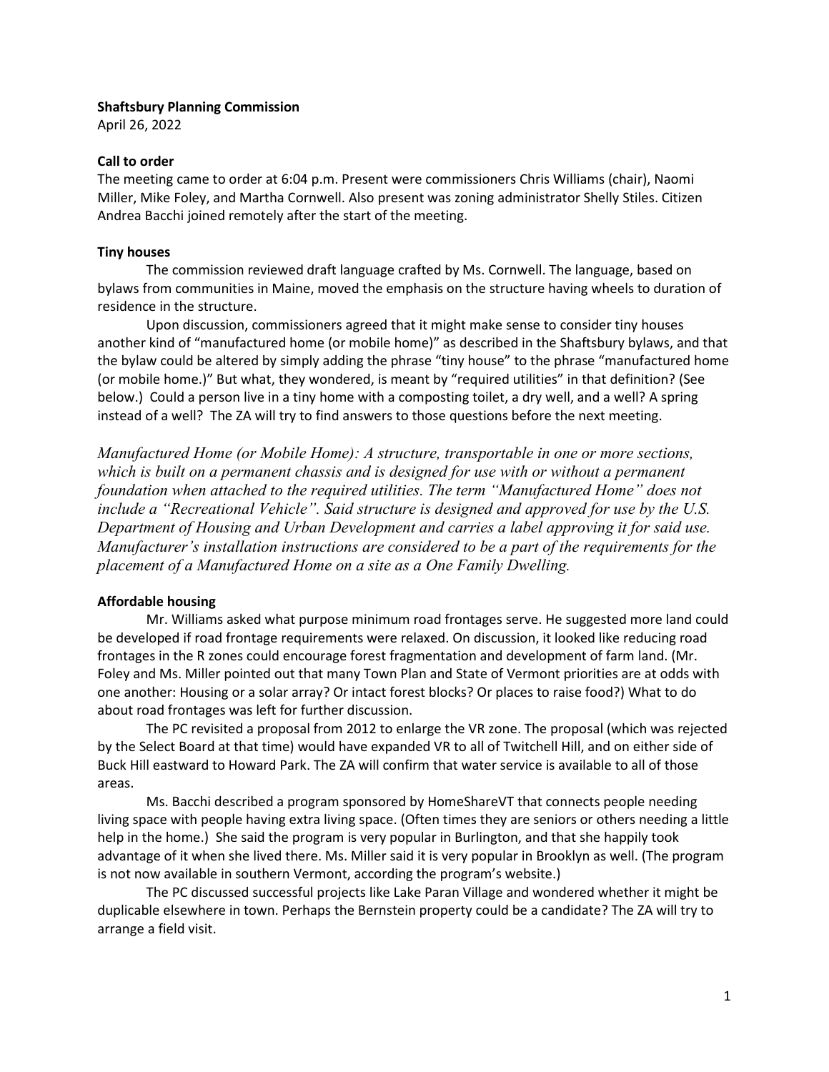**Shaftsbury Planning Commission**
April 26, 2022

**Call to order**
The meeting came to order at 6:04 p.m. Present were commissioners Chris Williams (chair), Naomi Miller, Mike Foley, and Martha Cornwell. Also present was zoning administrator Shelly Stiles. Citizen Andrea Bacchi joined remotely after the start of the meeting.

**Tiny houses**

The commission reviewed draft language crafted by Ms. Cornwell. The language, based on bylaws from communities in Maine, moved the emphasis on the structure having wheels to duration of residence in the structure.

Upon discussion, commissioners agreed that it might make sense to consider tiny houses another kind of "manufactured home (or mobile home)" as described in the Shaftsbury bylaws, and that the bylaw could be altered by simply adding the phrase "tiny house" to the phrase "manufactured home (or mobile home.)" But what, they wondered, is meant by "required utilities" in that definition? (See below.) Could a person live in a tiny home with a composting toilet, a dry well, and a well? A spring instead of a well? The ZA will try to find answers to those questions before the next meeting.

*Manufactured Home (or Mobile Home): A structure, transportable in one or more sections, which is built on a permanent chassis and is designed for use with or without a permanent foundation when attached to the required utilities. The term "Manufactured Home" does not include a "Recreational Vehicle". Said structure is designed and approved for use by the U.S. Department of Housing and Urban Development and carries a label approving it for said use. Manufacturer's installation instructions are considered to be a part of the requirements for the placement of a Manufactured Home on a site as a One Family Dwelling.*

**Affordable housing**

Mr. Williams asked what purpose minimum road frontages serve. He suggested more land could be developed if road frontage requirements were relaxed. On discussion, it looked like reducing road frontages in the R zones could encourage forest fragmentation and development of farm land. (Mr. Foley and Ms. Miller pointed out that many Town Plan and State of Vermont priorities are at odds with one another: Housing or a solar array? Or intact forest blocks? Or places to raise food?) What to do about road frontages was left for further discussion.

The PC revisited a proposal from 2012 to enlarge the VR zone. The proposal (which was rejected by the Select Board at that time) would have expanded VR to all of Twitchell Hill, and on either side of Buck Hill eastward to Howard Park. The ZA will confirm that water service is available to all of those areas.

Ms. Bacchi described a program sponsored by HomeShareVT that connects people needing living space with people having extra living space. (Often times they are seniors or others needing a little help in the home.) She said the program is very popular in Burlington, and that she happily took advantage of it when she lived there. Ms. Miller said it is very popular in Brooklyn as well. (The program is not now available in southern Vermont, according the program's website.)

The PC discussed successful projects like Lake Paran Village and wondered whether it might be duplicable elsewhere in town. Perhaps the Bernstein property could be a candidate? The ZA will try to arrange a field visit.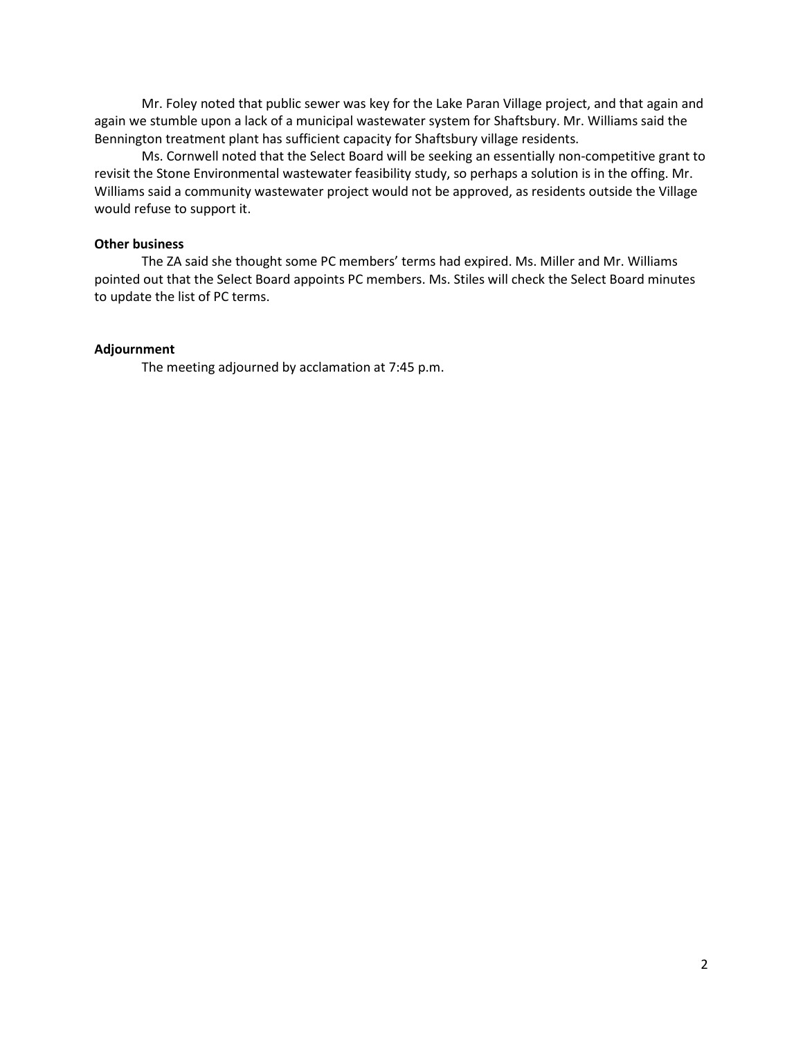Mr. Foley noted that public sewer was key for the Lake Paran Village project, and that again and again we stumble upon a lack of a municipal wastewater system for Shaftsbury. Mr. Williams said the Bennington treatment plant has sufficient capacity for Shaftsbury village residents.

Ms. Cornwell noted that the Select Board will be seeking an essentially non-competitive grant to revisit the Stone Environmental wastewater feasibility study, so perhaps a solution is in the offing. Mr. Williams said a community wastewater project would not be approved, as residents outside the Village would refuse to support it.

**Other business**

The ZA said she thought some PC members' terms had expired. Ms. Miller and Mr. Williams pointed out that the Select Board appoints PC members. Ms. Stiles will check the Select Board minutes to update the list of PC terms.

**Adjournment**

The meeting adjourned by acclamation at 7:45 p.m.